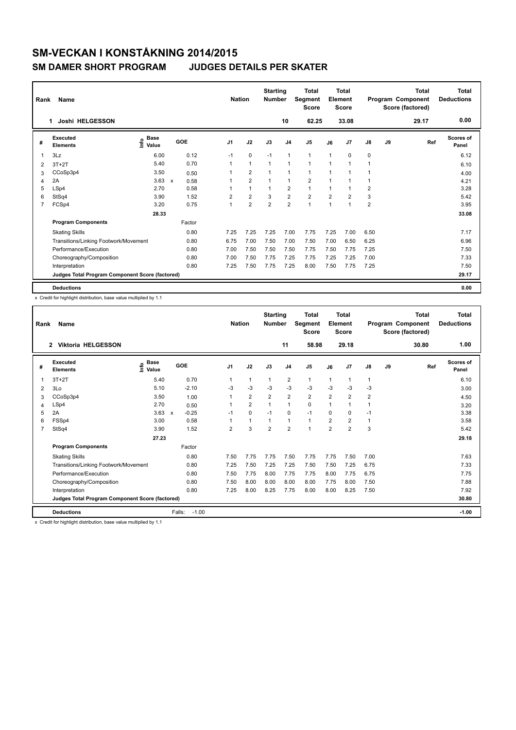# SM-VECKAN I KONSTÅKNING 2014/2015

## SM DAMER SHORT PROGRAM JUDGES DETAILS PER SKATER

| Rank | Name | Nation | Starting Number | Total Segment Score | Total Element Score | Total Program Component Score (factored) | Total Deductions |
|---|---|---|---|---|---|---|---|
| 1 | Joshi HELGESSON | | 10 | 62.25 | 33.08 | 29.17 | 0.00 |

| # | Executed Elements | Info | Base Value | | GOE | J1 | J2 | J3 | J4 | J5 | J6 | J7 | J8 | J9 | Ref | Scores of Panel |
|---|---|---|---|---|---|---|---|---|---|---|---|---|---|---|---|---|
| 1 | 3Lz | | 6.00 | | 0.12 | -1 | 0 | -1 | 1 | 1 | 1 | 0 | 0 | | | 6.12 |
| 2 | 3T+2T | | 5.40 | | 0.70 | 1 | 1 | 1 | 1 | 1 | 1 | 1 | 1 | | | 6.10 |
| 3 | CCoSp3p4 | | 3.50 | | 0.50 | 1 | 2 | 1 | 1 | 1 | 1 | 1 | 1 | | | 4.00 |
| 4 | 2A | | 3.63 | x | 0.58 | 1 | 2 | 1 | 1 | 2 | 1 | 1 | 1 | | | 4.21 |
| 5 | LSp4 | | 2.70 | | 0.58 | 1 | 1 | 1 | 2 | 1 | 1 | 1 | 2 | | | 3.28 |
| 6 | StSq4 | | 3.90 | | 1.52 | 2 | 2 | 3 | 2 | 2 | 2 | 2 | 3 | | | 5.42 |
| 7 | FCSp4 | | 3.20 | | 0.75 | 1 | 2 | 2 | 2 | 1 | 1 | 1 | 2 | | | 3.95 |
| | | | 28.33 | | | | | | | | | | | | | 33.08 |
| | **Program Components** | | | | Factor | | | | | | | | | | | |
| | Skating Skills | | | | 0.80 | 7.25 | 7.25 | 7.25 | 7.00 | 7.75 | 7.25 | 7.00 | 6.50 | | | 7.17 |
| | Transitions/Linking Footwork/Movement | | | | 0.80 | 6.75 | 7.00 | 7.50 | 7.00 | 7.50 | 7.00 | 6.50 | 6.25 | | | 6.96 |
| | Performance/Execution | | | | 0.80 | 7.00 | 7.50 | 7.50 | 7.50 | 7.75 | 7.50 | 7.75 | 7.25 | | | 7.50 |
| | Choreography/Composition | | | | 0.80 | 7.00 | 7.50 | 7.75 | 7.25 | 7.75 | 7.25 | 7.25 | 7.00 | | | 7.33 |
| | Interpretation | | | | 0.80 | 7.25 | 7.50 | 7.75 | 7.25 | 8.00 | 7.50 | 7.75 | 7.25 | | | 7.50 |
| | **Judges Total Program Component Score (factored)** | | | | | | | | | | | | | | | 29.17 |
| | **Deductions** | | | | | | | | | | | | | | | 0.00 |

x Credit for highlight distribution, base value multiplied by 1.1

| Rank | Name | Nation | Starting Number | Total Segment Score | Total Element Score | Total Program Component Score (factored) | Total Deductions |
|---|---|---|---|---|---|---|---|
| 2 | Viktoria HELGESSON | | 11 | 58.98 | 29.18 | 30.80 | 1.00 |

| # | Executed Elements | Info | Base Value | | GOE | J1 | J2 | J3 | J4 | J5 | J6 | J7 | J8 | J9 | Ref | Scores of Panel |
|---|---|---|---|---|---|---|---|---|---|---|---|---|---|---|---|---|
| 1 | 3T+2T | | 5.40 | | 0.70 | 1 | 1 | 1 | 2 | 1 | 1 | 1 | 1 | | | 6.10 |
| 2 | 3Lo | | 5.10 | | -2.10 | -3 | -3 | -3 | -3 | -3 | -3 | -3 | -3 | | | 3.00 |
| 3 | CCoSp3p4 | | 3.50 | | 1.00 | 1 | 2 | 2 | 2 | 2 | 2 | 2 | 2 | | | 4.50 |
| 4 | LSp4 | | 2.70 | | 0.50 | 1 | 2 | 1 | 1 | 0 | 1 | 1 | 1 | | | 3.20 |
| 5 | 2A | | 3.63 | x | -0.25 | -1 | 0 | -1 | 0 | -1 | 0 | 0 | -1 | | | 3.38 |
| 6 | FSSp4 | | 3.00 | | 0.58 | 1 | 1 | 1 | 1 | 1 | 2 | 2 | 1 | | | 3.58 |
| 7 | StSq4 | | 3.90 | | 1.52 | 2 | 3 | 2 | 2 | 1 | 2 | 2 | 3 | | | 5.42 |
| | | | 27.23 | | | | | | | | | | | | | 29.18 |
| | **Program Components** | | | | Factor | | | | | | | | | | | |
| | Skating Skills | | | | 0.80 | 7.50 | 7.75 | 7.75 | 7.50 | 7.75 | 7.75 | 7.50 | 7.00 | | | 7.63 |
| | Transitions/Linking Footwork/Movement | | | | 0.80 | 7.25 | 7.50 | 7.25 | 7.25 | 7.50 | 7.50 | 7.25 | 6.75 | | | 7.33 |
| | Performance/Execution | | | | 0.80 | 7.50 | 7.75 | 8.00 | 7.75 | 7.75 | 8.00 | 7.75 | 6.75 | | | 7.75 |
| | Choreography/Composition | | | | 0.80 | 7.50 | 8.00 | 8.00 | 8.00 | 8.00 | 7.75 | 8.00 | 7.50 | | | 7.88 |
| | Interpretation | | | | 0.80 | 7.25 | 8.00 | 8.25 | 7.75 | 8.00 | 8.00 | 8.25 | 7.50 | | | 7.92 |
| | **Judges Total Program Component Score (factored)** | | | | | | | | | | | | | | | 30.80 |
| | **Deductions** | | | | Falls: -1.00 | | | | | | | | | | | -1.00 |

x Credit for highlight distribution, base value multiplied by 1.1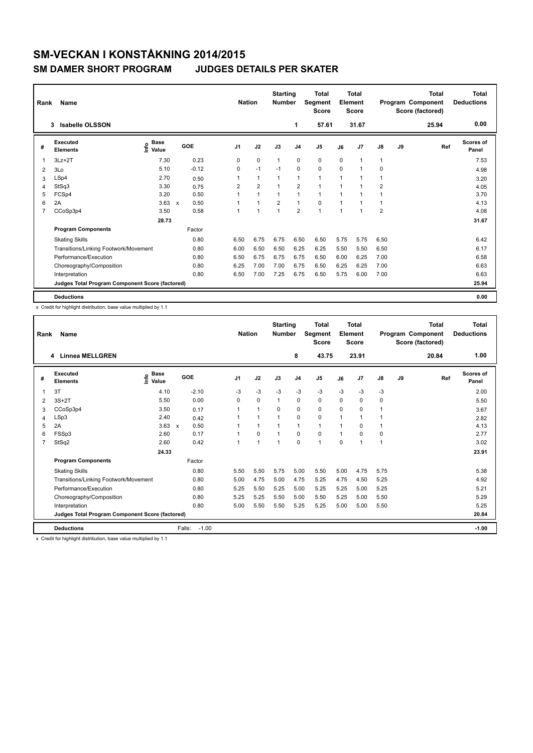# SM-VECKAN I KONSTÅKNING 2014/2015

## SM DAMER SHORT PROGRAM JUDGES DETAILS PER SKATER

| Rank | Name | Nation | Starting Number | Total Segment Score | Total Element Score | Total Program Component Score (factored) | Total Deductions |
|---|---|---|---|---|---|---|---|
| 3 | Isabelle OLSSON | | 1 | 57.61 | 31.67 | 25.94 | 0.00 |

| # | Executed Elements | Info | Base Value | | GOE | J1 | J2 | J3 | J4 | J5 | J6 | J7 | J8 | J9 | Ref | Scores of Panel |
|---|---|---|---|---|---|---|---|---|---|---|---|---|---|---|---|---|
| 1 | 3Lz+2T | | 7.30 | | 0.23 | 0 | 0 | 1 | 0 | 0 | 0 | 1 | 1 | | | 7.53 |
| 2 | 3Lo | | 5.10 | | -0.12 | 0 | -1 | -1 | 0 | 0 | 0 | 1 | 0 | | | 4.98 |
| 3 | LSp4 | | 2.70 | | 0.50 | 1 | 1 | 1 | 1 | 1 | 1 | 1 | 1 | | | 3.20 |
| 4 | StSq3 | | 3.30 | | 0.75 | 2 | 2 | 1 | 2 | 1 | 1 | 1 | 2 | | | 4.05 |
| 5 | FCSp4 | | 3.20 | | 0.50 | 1 | 1 | 1 | 1 | 1 | 1 | 1 | 1 | | | 3.70 |
| 6 | 2A | | 3.63 | x | 0.50 | 1 | 1 | 2 | 1 | 0 | 1 | 1 | 1 | | | 4.13 |
| 7 | CCoSp3p4 | | 3.50 | | 0.58 | 1 | 1 | 1 | 2 | 1 | 1 | 1 | 2 | | | 4.08 |
| | | | 28.73 | | | | | | | | | | | | | 31.67 |
| | **Program Components** | | | | Factor | | | | | | | | | | | |
| | Skating Skills | | | | 0.80 | 6.50 | 6.75 | 6.75 | 6.50 | 6.50 | 5.75 | 5.75 | 6.50 | | | 6.42 |
| | Transitions/Linking Footwork/Movement | | | | 0.80 | 6.00 | 6.50 | 6.50 | 6.25 | 6.25 | 5.50 | 5.50 | 6.50 | | | 6.17 |
| | Performance/Execution | | | | 0.80 | 6.50 | 6.75 | 6.75 | 6.75 | 6.50 | 6.00 | 6.25 | 7.00 | | | 6.58 |
| | Choreography/Composition | | | | 0.80 | 6.25 | 7.00 | 7.00 | 6.75 | 6.50 | 6.25 | 6.25 | 7.00 | | | 6.63 |
| | Interpretation | | | | 0.80 | 6.50 | 7.00 | 7.25 | 6.75 | 6.50 | 5.75 | 6.00 | 7.00 | | | 6.63 |
| | **Judges Total Program Component Score (factored)** | | | | | | | | | | | | | | | 25.94 |
| | **Deductions** | | | | | | | | | | | | | | | 0.00 |

x Credit for highlight distribution, base value multiplied by 1.1

| Rank | Name | Nation | Starting Number | Total Segment Score | Total Element Score | Total Program Component Score (factored) | Total Deductions |
|---|---|---|---|---|---|---|---|
| 4 | Linnea MELLGREN | | 8 | 43.75 | 23.91 | 20.84 | 1.00 |

| # | Executed Elements | Info | Base Value | | GOE | J1 | J2 | J3 | J4 | J5 | J6 | J7 | J8 | J9 | Ref | Scores of Panel |
|---|---|---|---|---|---|---|---|---|---|---|---|---|---|---|---|---|
| 1 | 3T | | 4.10 | | -2.10 | -3 | -3 | -3 | -3 | -3 | -3 | -3 | -3 | | | 2.00 |
| 2 | 3S+2T | | 5.50 | | 0.00 | 0 | 0 | 1 | 0 | 0 | 0 | 0 | 0 | | | 5.50 |
| 3 | CCoSp3p4 | | 3.50 | | 0.17 | 1 | 1 | 0 | 0 | 0 | 0 | 0 | 1 | | | 3.67 |
| 4 | LSp3 | | 2.40 | | 0.42 | 1 | 1 | 1 | 0 | 0 | 1 | 1 | 1 | | | 2.82 |
| 5 | 2A | | 3.63 | x | 0.50 | 1 | 1 | 1 | 1 | 1 | 1 | 0 | 1 | | | 4.13 |
| 6 | FSSp3 | | 2.60 | | 0.17 | 1 | 0 | 1 | 0 | 0 | 1 | 0 | 0 | | | 2.77 |
| 7 | StSq2 | | 2.60 | | 0.42 | 1 | 1 | 1 | 0 | 1 | 0 | 1 | 1 | | | 3.02 |
| | | | 24.33 | | | | | | | | | | | | | 23.91 |
| | **Program Components** | | | | Factor | | | | | | | | | | | |
| | Skating Skills | | | | 0.80 | 5.50 | 5.50 | 5.75 | 5.00 | 5.50 | 5.00 | 4.75 | 5.75 | | | 5.38 |
| | Transitions/Linking Footwork/Movement | | | | 0.80 | 5.00 | 4.75 | 5.00 | 4.75 | 5.25 | 4.75 | 4.50 | 5.25 | | | 4.92 |
| | Performance/Execution | | | | 0.80 | 5.25 | 5.50 | 5.25 | 5.00 | 5.25 | 5.25 | 5.00 | 5.25 | | | 5.21 |
| | Choreography/Composition | | | | 0.80 | 5.25 | 5.25 | 5.50 | 5.00 | 5.50 | 5.25 | 5.00 | 5.50 | | | 5.29 |
| | Interpretation | | | | 0.80 | 5.00 | 5.50 | 5.50 | 5.25 | 5.25 | 5.00 | 5.00 | 5.50 | | | 5.25 |
| | **Judges Total Program Component Score (factored)** | | | | | | | | | | | | | | | 20.84 |
| | **Deductions** | | | | Falls: -1.00 | | | | | | | | | | | -1.00 |

x Credit for highlight distribution, base value multiplied by 1.1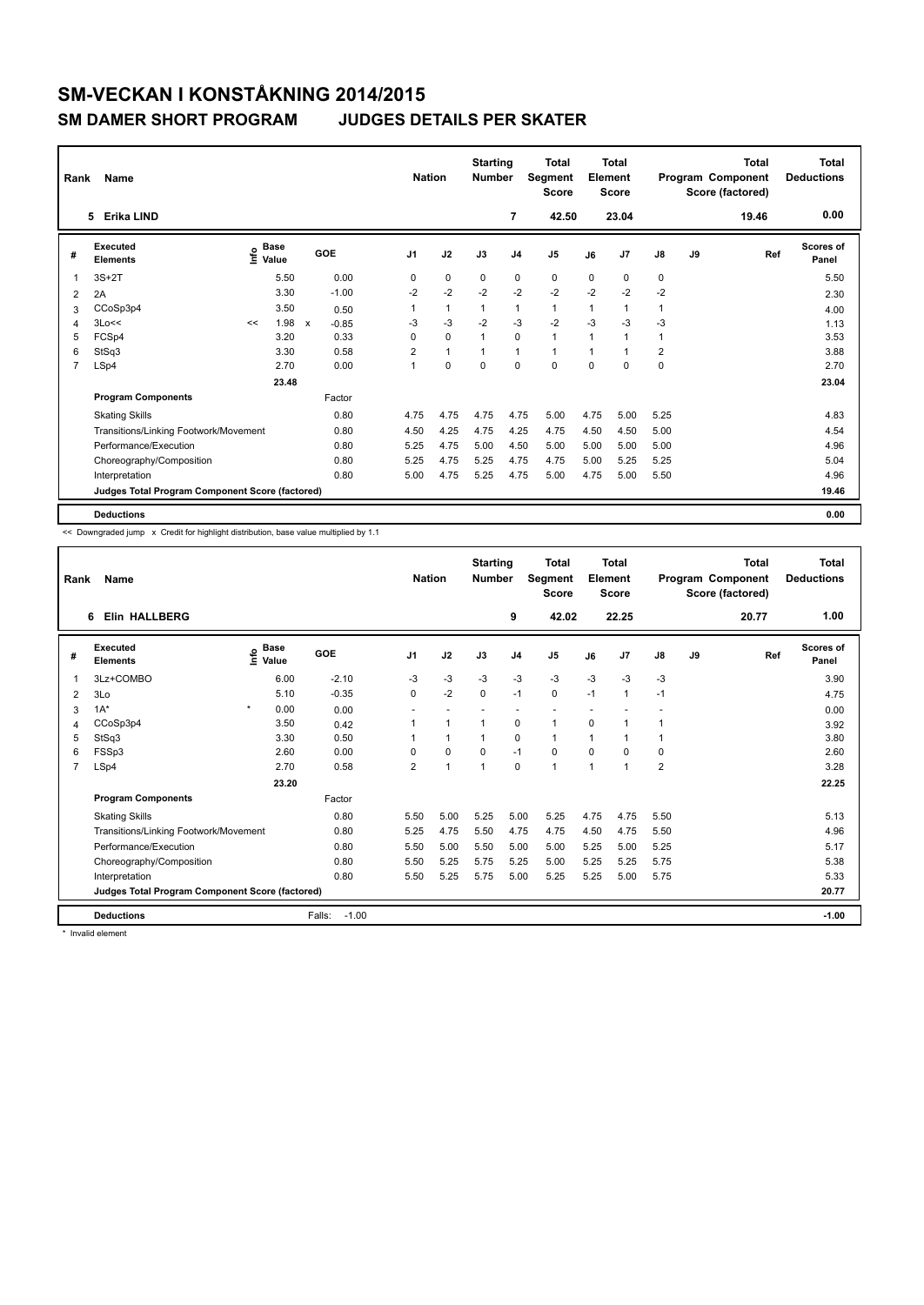# SM-VECKAN I KONSTÅKNING 2014/2015

## SM DAMER SHORT PROGRAM JUDGES DETAILS PER SKATER

| Rank | Name | Nation | Starting Number | Total Segment Score | Total Element Score | Total Program Component Score (factored) | Total Deductions |
|---|---|---|---|---|---|---|---|
| 5 | Erika LIND | | 7 | 42.50 | 23.04 | 19.46 | 0.00 |

| # | Executed Elements | Info | Base Value | | GOE | J1 | J2 | J3 | J4 | J5 | J6 | J7 | J8 | J9 | Ref | Scores of Panel |
|---|---|---|---|---|---|---|---|---|---|---|---|---|---|---|---|---|
| 1 | 3S+2T | | 5.50 | | 0.00 | 0 | 0 | 0 | 0 | 0 | 0 | 0 | 0 | | | 5.50 |
| 2 | 2A | | 3.30 | | -1.00 | -2 | -2 | -2 | -2 | -2 | -2 | -2 | -2 | | | 2.30 |
| 3 | CCoSp3p4 | | 3.50 | | 0.50 | 1 | 1 | 1 | 1 | 1 | 1 | 1 | 1 | | | 4.00 |
| 4 | 3Lo<< | << | 1.98 | x | -0.85 | -3 | -3 | -2 | -3 | -2 | -3 | -3 | -3 | | | 1.13 |
| 5 | FCSp4 | | 3.20 | | 0.33 | 0 | 0 | 1 | 0 | 1 | 1 | 1 | 1 | | | 3.53 |
| 6 | StSq3 | | 3.30 | | 0.58 | 2 | 1 | 1 | 1 | 1 | 1 | 1 | 2 | | | 3.88 |
| 7 | LSp4 | | 2.70 | | 0.00 | 1 | 0 | 0 | 0 | 0 | 0 | 0 | 0 | | | 2.70 |
| | | | 23.48 | | | | | | | | | | | | | 23.04 |
| | **Program Components** | | | | Factor | | | | | | | | | | | |
| | Skating Skills | | | | 0.80 | 4.75 | 4.75 | 4.75 | 4.75 | 5.00 | 4.75 | 5.00 | 5.25 | | | 4.83 |
| | Transitions/Linking Footwork/Movement | | | | 0.80 | 4.50 | 4.25 | 4.75 | 4.25 | 4.75 | 4.50 | 4.50 | 5.00 | | | 4.54 |
| | Performance/Execution | | | | 0.80 | 5.25 | 4.75 | 5.00 | 4.50 | 5.00 | 5.00 | 5.00 | 5.00 | | | 4.96 |
| | Choreography/Composition | | | | 0.80 | 5.25 | 4.75 | 5.25 | 4.75 | 4.75 | 5.00 | 5.25 | 5.25 | | | 5.04 |
| | Interpretation | | | | 0.80 | 5.00 | 4.75 | 5.25 | 4.75 | 5.00 | 4.75 | 5.00 | 5.50 | | | 4.96 |
| | **Judges Total Program Component Score (factored)** | | | | | | | | | | | | | | | 19.46 |
| | **Deductions** | | | | | | | | | | | | | | | 0.00 |

<< Downgraded jump x Credit for highlight distribution, base value multiplied by 1.1

| Rank | Name | Nation | Starting Number | Total Segment Score | Total Element Score | Total Program Component Score (factored) | Total Deductions |
|---|---|---|---|---|---|---|---|
| 6 | Elin HALLBERG | | 9 | 42.02 | 22.25 | 20.77 | 1.00 |

| # | Executed Elements | Info | Base Value | GOE | J1 | J2 | J3 | J4 | J5 | J6 | J7 | J8 | J9 | Ref | Scores of Panel |
|---|---|---|---|---|---|---|---|---|---|---|---|---|---|---|---|
| 1 | 3Lz+COMBO | | 6.00 | -2.10 | -3 | -3 | -3 | -3 | -3 | -3 | -3 | -3 | | | 3.90 |
| 2 | 3Lo | | 5.10 | -0.35 | 0 | -2 | 0 | -1 | 0 | -1 | 1 | -1 | | | 4.75 |
| 3 | 1A* | * | 0.00 | 0.00 | - | - | - | - | - | - | - | - | | | 0.00 |
| 4 | CCoSp3p4 | | 3.50 | 0.42 | 1 | 1 | 1 | 0 | 1 | 0 | 1 | 1 | | | 3.92 |
| 5 | StSq3 | | 3.30 | 0.50 | 1 | 1 | 1 | 0 | 1 | 1 | 1 | 1 | | | 3.80 |
| 6 | FSSp3 | | 2.60 | 0.00 | 0 | 0 | 0 | -1 | 0 | 0 | 0 | 0 | | | 2.60 |
| 7 | LSp4 | | 2.70 | 0.58 | 2 | 1 | 1 | 0 | 1 | 1 | 1 | 2 | | | 3.28 |
| | | | 23.20 | | | | | | | | | | | | 22.25 |
| | **Program Components** | | | Factor | | | | | | | | | | | |
| | Skating Skills | | | 0.80 | 5.50 | 5.00 | 5.25 | 5.00 | 5.25 | 4.75 | 4.75 | 5.50 | | | 5.13 |
| | Transitions/Linking Footwork/Movement | | | 0.80 | 5.25 | 4.75 | 5.50 | 4.75 | 4.75 | 4.50 | 4.75 | 5.50 | | | 4.96 |
| | Performance/Execution | | | 0.80 | 5.50 | 5.00 | 5.50 | 5.00 | 5.00 | 5.25 | 5.00 | 5.25 | | | 5.17 |
| | Choreography/Composition | | | 0.80 | 5.50 | 5.25 | 5.75 | 5.25 | 5.00 | 5.25 | 5.25 | 5.75 | | | 5.38 |
| | Interpretation | | | 0.80 | 5.50 | 5.25 | 5.75 | 5.00 | 5.25 | 5.25 | 5.00 | 5.75 | | | 5.33 |
| | **Judges Total Program Component Score (factored)** | | | | | | | | | | | | | | 20.77 |
| | **Deductions** | | | Falls: -1.00 | | | | | | | | | | | -1.00 |

\* Invalid element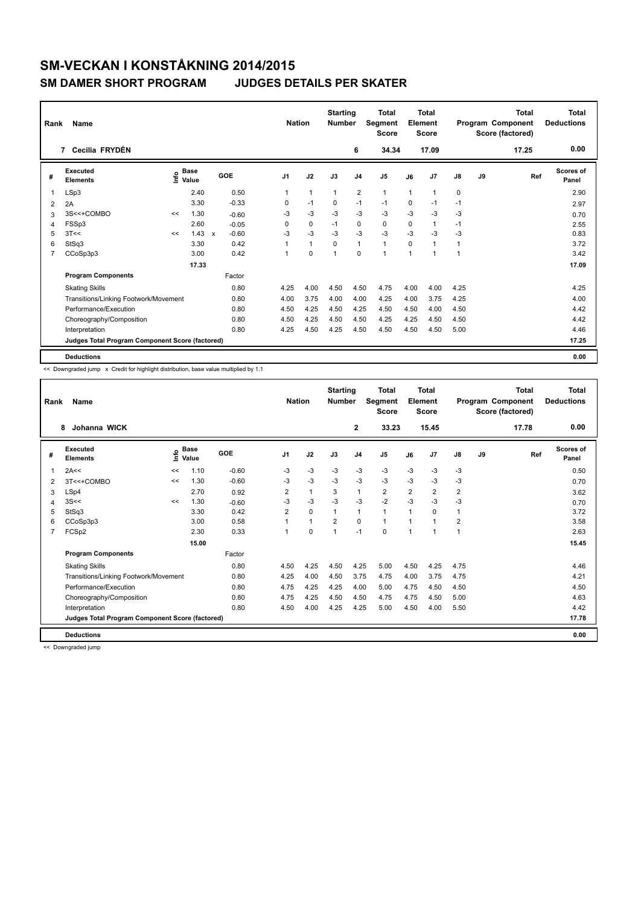# SM-VECKAN I KONSTÅKNING 2014/2015

## SM DAMER SHORT PROGRAM    JUDGES DETAILS PER SKATER

| Rank | Name | Nation | Starting Number | Total Segment Score | Total Element Score | Total Program Component Score (factored) | Total Deductions |
|---|---|---|---|---|---|---|---|
| 7 | Cecilia FRYDÉN | | 6 | 34.34 | 17.09 | 17.25 | 0.00 |

| # | Executed Elements | Info | Base Value | | GOE | J1 | J2 | J3 | J4 | J5 | J6 | J7 | J8 | J9 | Ref | Scores of Panel |
|---|---|---|---|---|---|---|---|---|---|---|---|---|---|---|---|---|
| 1 | LSp3 | | 2.40 | | 0.50 | 1 | 1 | 1 | 2 | 1 | 1 | 1 | 0 | | | 2.90 |
| 2 | 2A | | 3.30 | | -0.33 | 0 | -1 | 0 | -1 | -1 | 0 | -1 | -1 | | | 2.97 |
| 3 | 3S<<+COMBO | << | 1.30 | | -0.60 | -3 | -3 | -3 | -3 | -3 | -3 | -3 | -3 | | | 0.70 |
| 4 | FSSp3 | | 2.60 | | -0.05 | 0 | 0 | -1 | 0 | 0 | 0 | 1 | -1 | | | 2.55 |
| 5 | 3T<< | << | 1.43 | x | -0.60 | -3 | -3 | -3 | -3 | -3 | -3 | -3 | -3 | | | 0.83 |
| 6 | StSq3 | | 3.30 | | 0.42 | 1 | 1 | 0 | 1 | 1 | 0 | 1 | 1 | | | 3.72 |
| 7 | CCoSp3p3 | | 3.00 | | 0.42 | 1 | 0 | 1 | 0 | 1 | 1 | 1 | 1 | | | 3.42 |
| | | | 17.33 | | | | | | | | | | | | | 17.09 |
| | **Program Components** | | | | Factor | | | | | | | | | | | |
| | Skating Skills | | | | 0.80 | 4.25 | 4.00 | 4.50 | 4.50 | 4.75 | 4.00 | 4.00 | 4.25 | | | 4.25 |
| | Transitions/Linking Footwork/Movement | | | | 0.80 | 4.00 | 3.75 | 4.00 | 4.00 | 4.25 | 4.00 | 3.75 | 4.25 | | | 4.00 |
| | Performance/Execution | | | | 0.80 | 4.50 | 4.25 | 4.50 | 4.25 | 4.50 | 4.50 | 4.00 | 4.50 | | | 4.42 |
| | Choreography/Composition | | | | 0.80 | 4.50 | 4.25 | 4.50 | 4.50 | 4.25 | 4.25 | 4.50 | 4.50 | | | 4.42 |
| | Interpretation | | | | 0.80 | 4.25 | 4.50 | 4.25 | 4.50 | 4.50 | 4.50 | 4.50 | 5.00 | | | 4.46 |
| | **Judges Total Program Component Score (factored)** | | | | | | | | | | | | | | | 17.25 |
| | **Deductions** | | | | | | | | | | | | | | | 0.00 |

<< Downgraded jump  x Credit for highlight distribution, base value multiplied by 1.1

| Rank | Name | Nation | Starting Number | Total Segment Score | Total Element Score | Total Program Component Score (factored) | Total Deductions |
|---|---|---|---|---|---|---|---|
| 8 | Johanna WICK | | 2 | 33.23 | 15.45 | 17.78 | 0.00 |

| # | Executed Elements | Info | Base Value | GOE | J1 | J2 | J3 | J4 | J5 | J6 | J7 | J8 | J9 | Ref | Scores of Panel |
|---|---|---|---|---|---|---|---|---|---|---|---|---|---|---|---|
| 1 | 2A<< | << | 1.10 | -0.60 | -3 | -3 | -3 | -3 | -3 | -3 | -3 | -3 | | | 0.50 |
| 2 | 3T<<+COMBO | << | 1.30 | -0.60 | -3 | -3 | -3 | -3 | -3 | -3 | -3 | -3 | | | 0.70 |
| 3 | LSp4 | | 2.70 | 0.92 | 2 | 1 | 3 | 1 | 2 | 2 | 2 | 2 | | | 3.62 |
| 4 | 3S<< | << | 1.30 | -0.60 | -3 | -3 | -3 | -3 | -2 | -3 | -3 | -3 | | | 0.70 |
| 5 | StSq3 | | 3.30 | 0.42 | 2 | 0 | 1 | 1 | 1 | 1 | 0 | 1 | | | 3.72 |
| 6 | CCoSp3p3 | | 3.00 | 0.58 | 1 | 1 | 2 | 0 | 1 | 1 | 1 | 2 | | | 3.58 |
| 7 | FCSp2 | | 2.30 | 0.33 | 1 | 0 | 1 | -1 | 0 | 1 | 1 | 1 | | | 2.63 |
| | | | 15.00 | | | | | | | | | | | | 15.45 |
| | **Program Components** | | | Factor | | | | | | | | | | | |
| | Skating Skills | | | 0.80 | 4.50 | 4.25 | 4.50 | 4.25 | 5.00 | 4.50 | 4.25 | 4.75 | | | 4.46 |
| | Transitions/Linking Footwork/Movement | | | 0.80 | 4.25 | 4.00 | 4.50 | 3.75 | 4.75 | 4.00 | 3.75 | 4.75 | | | 4.21 |
| | Performance/Execution | | | 0.80 | 4.75 | 4.25 | 4.25 | 4.00 | 5.00 | 4.75 | 4.50 | 4.50 | | | 4.50 |
| | Choreography/Composition | | | 0.80 | 4.75 | 4.25 | 4.50 | 4.50 | 4.75 | 4.75 | 4.50 | 5.00 | | | 4.63 |
| | Interpretation | | | 0.80 | 4.50 | 4.00 | 4.25 | 4.25 | 5.00 | 4.50 | 4.00 | 5.50 | | | 4.42 |
| | **Judges Total Program Component Score (factored)** | | | | | | | | | | | | | | 17.78 |
| | **Deductions** | | | | | | | | | | | | | | 0.00 |

<< Downgraded jump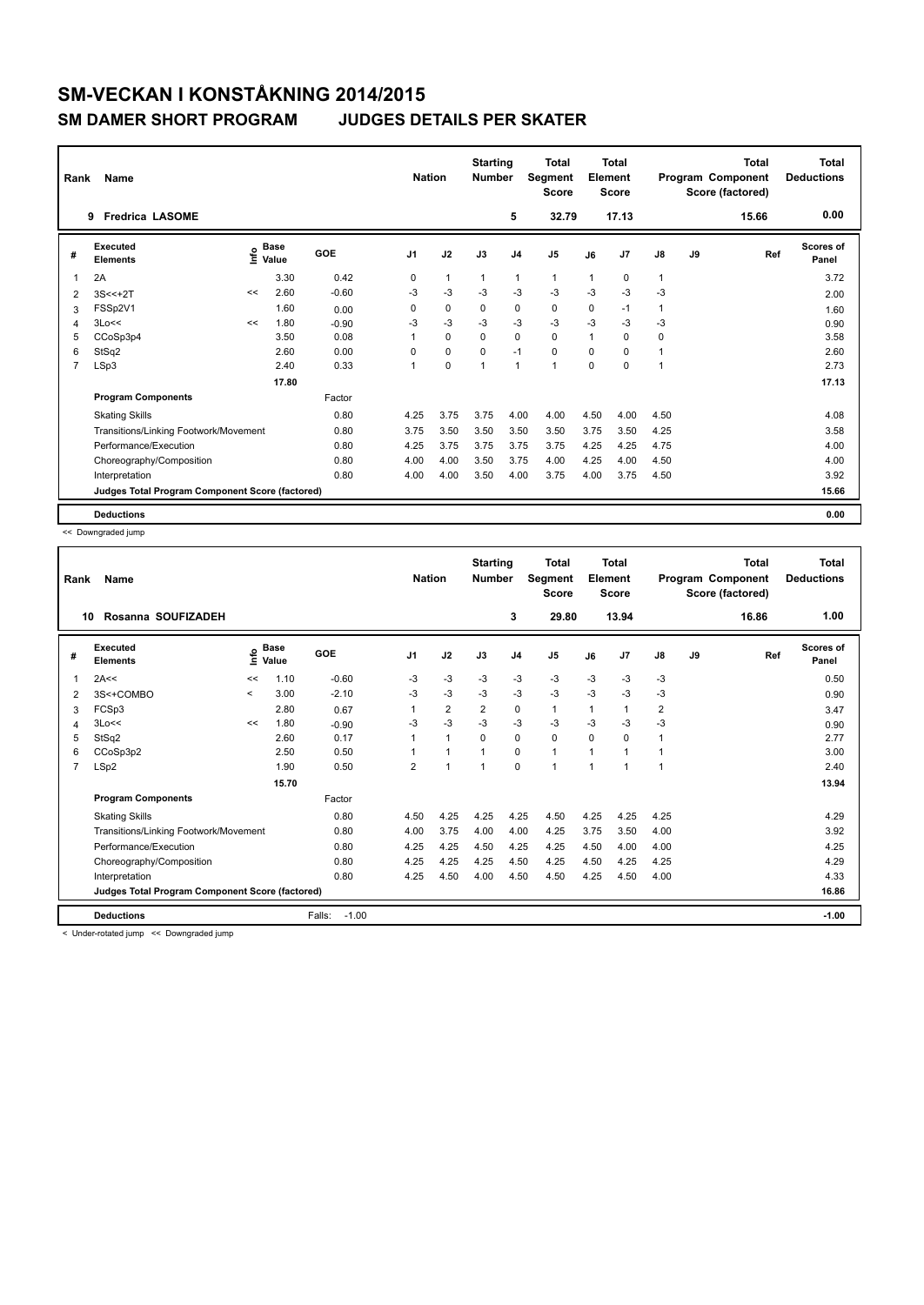# SM-VECKAN I KONSTÅKNING 2014/2015

## SM DAMER SHORT PROGRAM JUDGES DETAILS PER SKATER

| Rank | Name | Nation | Starting Number | Total Segment Score | Total Element Score | Total Program Component Score (factored) | Total Deductions |
|---|---|---|---|---|---|---|---|
| 9 | Fredrica LASOME | | 5 | 32.79 | 17.13 | 15.66 | 0.00 |

| # | Executed Elements | Info | Base Value | GOE | J1 | J2 | J3 | J4 | J5 | J6 | J7 | J8 | J9 | Ref | Scores of Panel |
|---|---|---|---|---|---|---|---|---|---|---|---|---|---|---|---|
| 1 | 2A | | 3.30 | 0.42 | 0 | 1 | 1 | 1 | 1 | 1 | 0 | 1 | | | 3.72 |
| 2 | 3S<<+2T | << | 2.60 | -0.60 | -3 | -3 | -3 | -3 | -3 | -3 | -3 | -3 | | | 2.00 |
| 3 | FSSp2V1 | | 1.60 | 0.00 | 0 | 0 | 0 | 0 | 0 | 0 | -1 | 1 | | | 1.60 |
| 4 | 3Lo<< | << | 1.80 | -0.90 | -3 | -3 | -3 | -3 | -3 | -3 | -3 | -3 | | | 0.90 |
| 5 | CCoSp3p4 | | 3.50 | 0.08 | 1 | 0 | 0 | 0 | 0 | 1 | 0 | 0 | | | 3.58 |
| 6 | StSq2 | | 2.60 | 0.00 | 0 | 0 | 0 | -1 | 0 | 0 | 0 | 1 | | | 2.60 |
| 7 | LSp3 | | 2.40 | 0.33 | 1 | 0 | 1 | 1 | 1 | 0 | 0 | 1 | | | 2.73 |
| | | | 17.80 | | | | | | | | | | | | 17.13 |

| Program Components | Factor | J1 | J2 | J3 | J4 | J5 | J6 | J7 | J8 | J9 | Scores of Panel |
|---|---|---|---|---|---|---|---|---|---|---|---|
| Skating Skills | 0.80 | 4.25 | 3.75 | 3.75 | 4.00 | 4.00 | 4.50 | 4.00 | 4.50 | | 4.08 |
| Transitions/Linking Footwork/Movement | 0.80 | 3.75 | 3.50 | 3.50 | 3.50 | 3.50 | 3.75 | 3.50 | 4.25 | | 3.58 |
| Performance/Execution | 0.80 | 4.25 | 3.75 | 3.75 | 3.75 | 3.75 | 4.25 | 4.25 | 4.75 | | 4.00 |
| Choreography/Composition | 0.80 | 4.00 | 4.00 | 3.50 | 3.75 | 4.00 | 4.25 | 4.00 | 4.50 | | 4.00 |
| Interpretation | 0.80 | 4.00 | 4.00 | 3.50 | 4.00 | 3.75 | 4.00 | 3.75 | 4.50 | | 3.92 |
| Judges Total Program Component Score (factored) | | | | | | | | | | | 15.66 |

**Deductions** 0.00

<< Downgraded jump

| Rank | Name | Nation | Starting Number | Total Segment Score | Total Element Score | Total Program Component Score (factored) | Total Deductions |
|---|---|---|---|---|---|---|---|
| 10 | Rosanna SOUFIZADEH | | 3 | 29.80 | 13.94 | 16.86 | 1.00 |

| # | Executed Elements | Info | Base Value | GOE | J1 | J2 | J3 | J4 | J5 | J6 | J7 | J8 | J9 | Ref | Scores of Panel |
|---|---|---|---|---|---|---|---|---|---|---|---|---|---|---|---|
| 1 | 2A<< | << | 1.10 | -0.60 | -3 | -3 | -3 | -3 | -3 | -3 | -3 | -3 | | | 0.50 |
| 2 | 3S<+COMBO | < | 3.00 | -2.10 | -3 | -3 | -3 | -3 | -3 | -3 | -3 | -3 | | | 0.90 |
| 3 | FCSp3 | | 2.80 | 0.67 | 1 | 2 | 2 | 0 | 1 | 1 | 1 | 2 | | | 3.47 |
| 4 | 3Lo<< | << | 1.80 | -0.90 | -3 | -3 | -3 | -3 | -3 | -3 | -3 | -3 | | | 0.90 |
| 5 | StSq2 | | 2.60 | 0.17 | 1 | 1 | 0 | 0 | 0 | 0 | 0 | 1 | | | 2.77 |
| 6 | CCoSp3p2 | | 2.50 | 0.50 | 1 | 1 | 1 | 0 | 1 | 1 | 1 | 1 | | | 3.00 |
| 7 | LSp2 | | 1.90 | 0.50 | 2 | 1 | 1 | 0 | 1 | 1 | 1 | 1 | | | 2.40 |
| | | | 15.70 | | | | | | | | | | | | 13.94 |

| Program Components | Factor | J1 | J2 | J3 | J4 | J5 | J6 | J7 | J8 | J9 | Scores of Panel |
|---|---|---|---|---|---|---|---|---|---|---|---|
| Skating Skills | 0.80 | 4.50 | 4.25 | 4.25 | 4.25 | 4.50 | 4.25 | 4.25 | 4.25 | | 4.29 |
| Transitions/Linking Footwork/Movement | 0.80 | 4.00 | 3.75 | 4.00 | 4.00 | 4.25 | 3.75 | 3.50 | 4.00 | | 3.92 |
| Performance/Execution | 0.80 | 4.25 | 4.25 | 4.50 | 4.25 | 4.25 | 4.50 | 4.00 | 4.00 | | 4.25 |
| Choreography/Composition | 0.80 | 4.25 | 4.25 | 4.25 | 4.50 | 4.25 | 4.50 | 4.25 | 4.25 | | 4.29 |
| Interpretation | 0.80 | 4.25 | 4.50 | 4.00 | 4.50 | 4.50 | 4.25 | 4.50 | 4.00 | | 4.33 |
| Judges Total Program Component Score (factored) | | | | | | | | | | | 16.86 |

**Deductions** Falls: -1.00 **-1.00**

< Under-rotated jump << Downgraded jump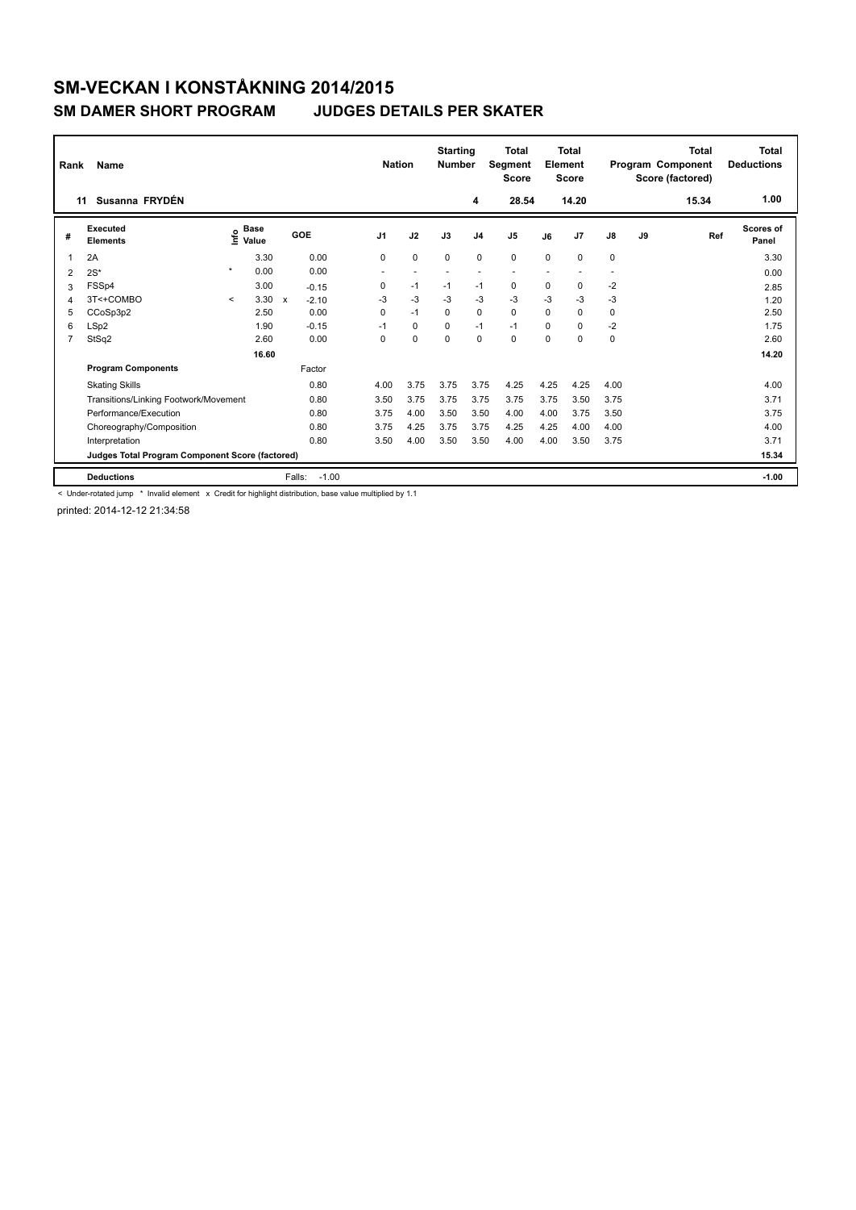# SM-VECKAN I KONSTÅKNING 2014/2015

## SM DAMER SHORT PROGRAM JUDGES DETAILS PER SKATER

| Rank | Name | Nation | Starting Number | Total Segment Score | Total Element Score | Total Program Component Score (factored) | Total Deductions |
|---|---|---|---|---|---|---|---|
| 11 | Susanna FRYDÉN | | 4 | 28.54 | 14.20 | 15.34 | 1.00 |

| # | Executed Elements | Info | Base Value | | GOE | J1 | J2 | J3 | J4 | J5 | J6 | J7 | J8 | J9 | Ref | Scores of Panel |
|---|---|---|---|---|---|---|---|---|---|---|---|---|---|---|---|---|
| 1 | 2A | | 3.30 | | 0.00 | 0 | 0 | 0 | 0 | 0 | 0 | 0 | 0 | | | 3.30 |
| 2 | 2S* | * | 0.00 | | 0.00 | - | - | - | - | - | - | - | - | | | 0.00 |
| 3 | FSSp4 | | 3.00 | | -0.15 | 0 | -1 | -1 | -1 | 0 | 0 | 0 | -2 | | | 2.85 |
| 4 | 3T<+COMBO | < | 3.30 | x | -2.10 | -3 | -3 | -3 | -3 | -3 | -3 | -3 | -3 | | | 1.20 |
| 5 | CCoSp3p2 | | 2.50 | | 0.00 | 0 | -1 | 0 | 0 | 0 | 0 | 0 | 0 | | | 2.50 |
| 6 | LSp2 | | 1.90 | | -0.15 | -1 | 0 | 0 | -1 | -1 | 0 | 0 | -2 | | | 1.75 |
| 7 | StSq2 | | 2.60 | | 0.00 | 0 | 0 | 0 | 0 | 0 | 0 | 0 | 0 | | | 2.60 |
| | | | 16.60 | | | | | | | | | | | | | 14.20 |
| | **Program Components** | | | | Factor | | | | | | | | | | | |
| | Skating Skills | | | | 0.80 | 4.00 | 3.75 | 3.75 | 3.75 | 4.25 | 4.25 | 4.25 | 4.00 | | | 4.00 |
| | Transitions/Linking Footwork/Movement | | | | 0.80 | 3.50 | 3.75 | 3.75 | 3.75 | 3.75 | 3.75 | 3.50 | 3.75 | | | 3.71 |
| | Performance/Execution | | | | 0.80 | 3.75 | 4.00 | 3.50 | 3.50 | 4.00 | 4.00 | 3.75 | 3.50 | | | 3.75 |
| | Choreography/Composition | | | | 0.80 | 3.75 | 4.25 | 3.75 | 3.75 | 4.25 | 4.25 | 4.00 | 4.00 | | | 4.00 |
| | Interpretation | | | | 0.80 | 3.50 | 4.00 | 3.50 | 3.50 | 4.00 | 4.00 | 3.50 | 3.75 | | | 3.71 |
| | **Judges Total Program Component Score (factored)** | | | | | | | | | | | | | | | 15.34 |
| | **Deductions** | | | | Falls: -1.00 | | | | | | | | | | | -1.00 |

< Under-rotated jump * Invalid element x Credit for highlight distribution, base value multiplied by 1.1

printed: 2014-12-12 21:34:58